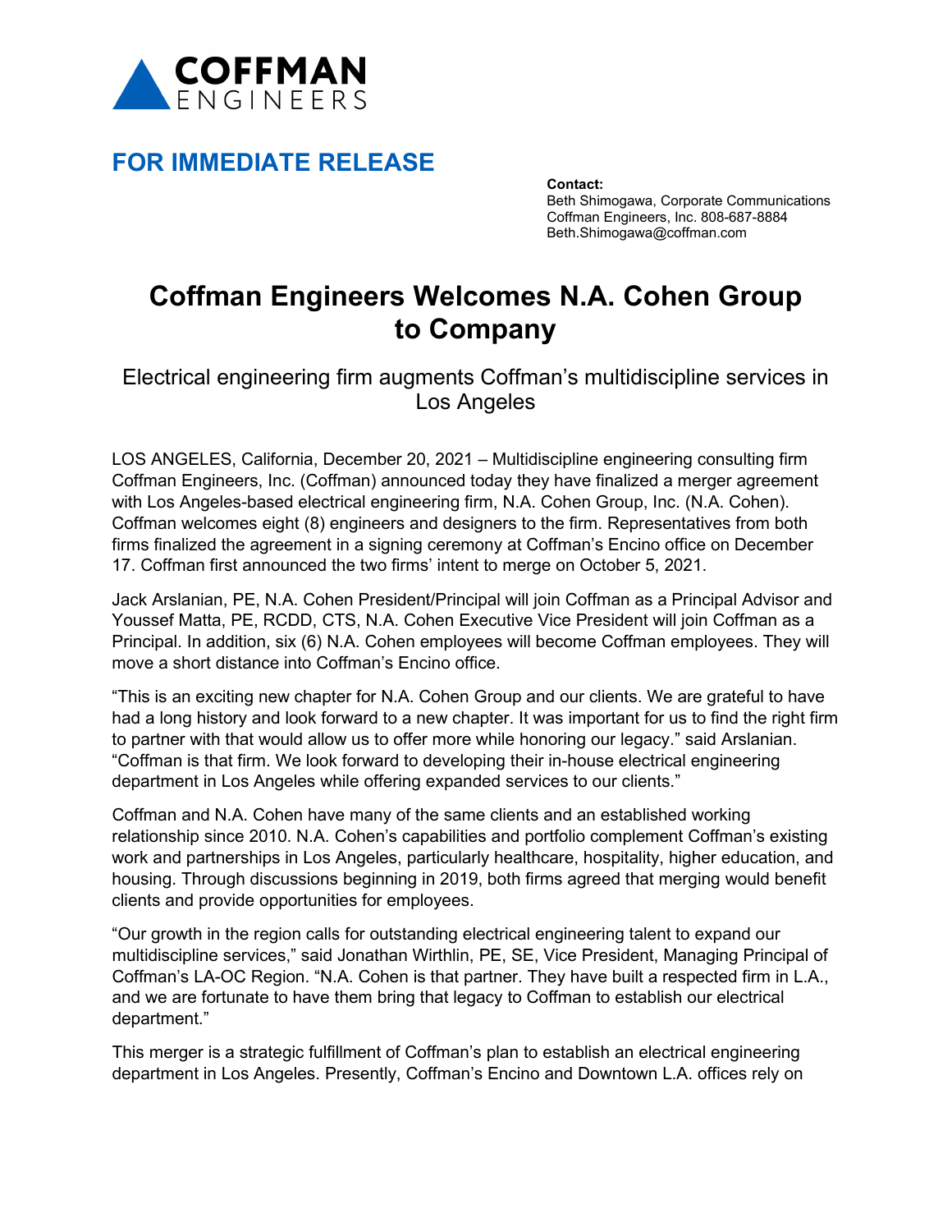COFFMAN ENGINEERS

## FOR IMMEDIATE RELEASE

**Contact:**
Beth Shimogawa, Corporate Communications
Coffman Engineers, Inc. 808-687-8884
Beth.Shimogawa@coffman.com

# Coffman Engineers Welcomes N.A. Cohen Group to Company

Electrical engineering firm augments Coffman's multidiscipline services in Los Angeles

LOS ANGELES, California, December 20, 2021 – Multidiscipline engineering consulting firm Coffman Engineers, Inc. (Coffman) announced today they have finalized a merger agreement with Los Angeles-based electrical engineering firm, N.A. Cohen Group, Inc. (N.A. Cohen). Coffman welcomes eight (8) engineers and designers to the firm. Representatives from both firms finalized the agreement in a signing ceremony at Coffman's Encino office on December 17. Coffman first announced the two firms' intent to merge on October 5, 2021.

Jack Arslanian, PE, N.A. Cohen President/Principal will join Coffman as a Principal Advisor and Youssef Matta, PE, RCDD, CTS, N.A. Cohen Executive Vice President will join Coffman as a Principal. In addition, six (6) N.A. Cohen employees will become Coffman employees. They will move a short distance into Coffman's Encino office.

"This is an exciting new chapter for N.A. Cohen Group and our clients. We are grateful to have had a long history and look forward to a new chapter. It was important for us to find the right firm to partner with that would allow us to offer more while honoring our legacy." said Arslanian. "Coffman is that firm. We look forward to developing their in-house electrical engineering department in Los Angeles while offering expanded services to our clients."

Coffman and N.A. Cohen have many of the same clients and an established working relationship since 2010. N.A. Cohen's capabilities and portfolio complement Coffman's existing work and partnerships in Los Angeles, particularly healthcare, hospitality, higher education, and housing. Through discussions beginning in 2019, both firms agreed that merging would benefit clients and provide opportunities for employees.

"Our growth in the region calls for outstanding electrical engineering talent to expand our multidiscipline services," said Jonathan Wirthlin, PE, SE, Vice President, Managing Principal of Coffman's LA-OC Region. "N.A. Cohen is that partner. They have built a respected firm in L.A., and we are fortunate to have them bring that legacy to Coffman to establish our electrical department."

This merger is a strategic fulfillment of Coffman's plan to establish an electrical engineering department in Los Angeles. Presently, Coffman's Encino and Downtown L.A. offices rely on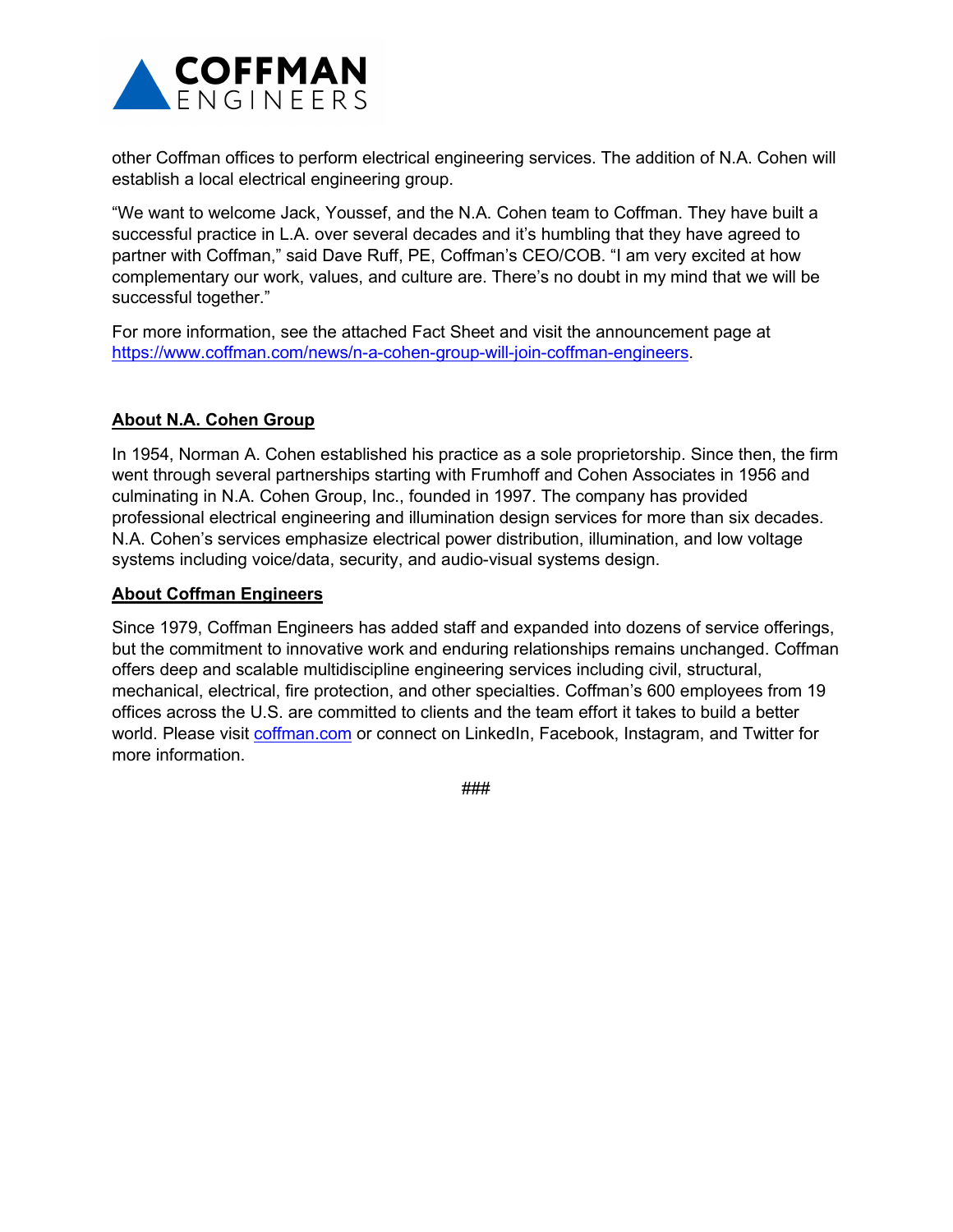other Coffman offices to perform electrical engineering services. The addition of N.A. Cohen will establish a local electrical engineering group.

"We want to welcome Jack, Youssef, and the N.A. Cohen team to Coffman. They have built a successful practice in L.A. over several decades and it's humbling that they have agreed to partner with Coffman," said Dave Ruff, PE, Coffman's CEO/COB. "I am very excited at how complementary our work, values, and culture are. There's no doubt in my mind that we will be successful together."

For more information, see the attached Fact Sheet and visit the announcement page at [https://www.coffman.com/news/n-a-cohen-group-will-join-coffman-engineers](https://www.coffman.com/news/n-a-cohen-group-will-join-coffman-engineers).

## About N.A. Cohen Group

In 1954, Norman A. Cohen established his practice as a sole proprietorship. Since then, the firm went through several partnerships starting with Frumhoff and Cohen Associates in 1956 and culminating in N.A. Cohen Group, Inc., founded in 1997. The company has provided professional electrical engineering and illumination design services for more than six decades. N.A. Cohen's services emphasize electrical power distribution, illumination, and low voltage systems including voice/data, security, and audio-visual systems design.

## About Coffman Engineers

Since 1979, Coffman Engineers has added staff and expanded into dozens of service offerings, but the commitment to innovative work and enduring relationships remains unchanged. Coffman offers deep and scalable multidiscipline engineering services including civil, structural, mechanical, electrical, fire protection, and other specialties. Coffman's 600 employees from 19 offices across the U.S. are committed to clients and the team effort it takes to build a better world. Please visit [coffman.com](https://coffman.com) or connect on LinkedIn, Facebook, Instagram, and Twitter for more information.

###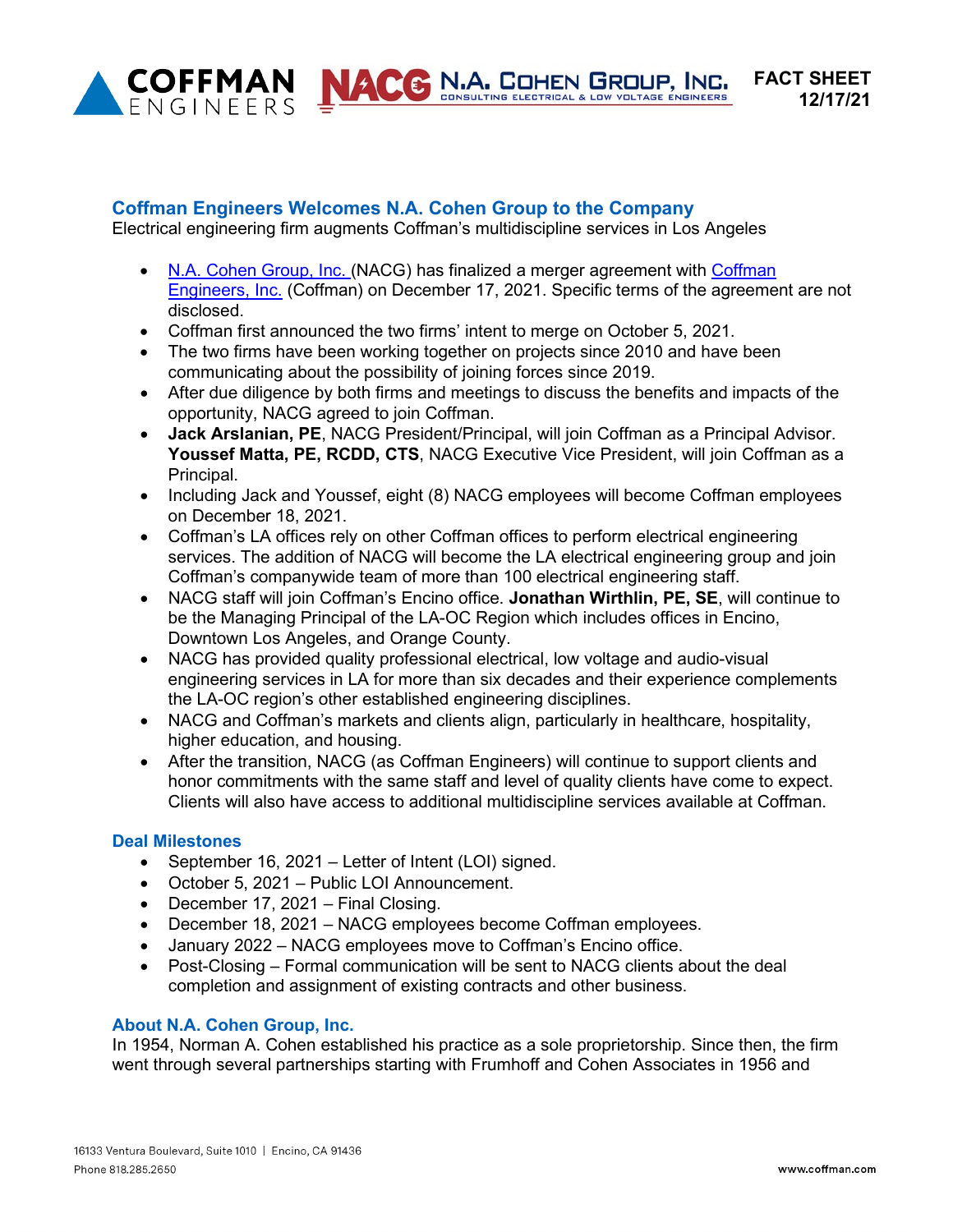**FACT SHEET**
**12/17/21**

## Coffman Engineers Welcomes N.A. Cohen Group to the Company

Electrical engineering firm augments Coffman's multidiscipline services in Los Angeles

- [N.A. Cohen Group, Inc.](#) (NACG) has finalized a merger agreement with [Coffman Engineers, Inc.](#) (Coffman) on December 17, 2021. Specific terms of the agreement are not disclosed.
- Coffman first announced the two firms' intent to merge on October 5, 2021.
- The two firms have been working together on projects since 2010 and have been communicating about the possibility of joining forces since 2019.
- After due diligence by both firms and meetings to discuss the benefits and impacts of the opportunity, NACG agreed to join Coffman.
- **Jack Arslanian, PE**, NACG President/Principal, will join Coffman as a Principal Advisor. **Youssef Matta, PE, RCDD, CTS**, NACG Executive Vice President, will join Coffman as a Principal.
- Including Jack and Youssef, eight (8) NACG employees will become Coffman employees on December 18, 2021.
- Coffman's LA offices rely on other Coffman offices to perform electrical engineering services. The addition of NACG will become the LA electrical engineering group and join Coffman's companywide team of more than 100 electrical engineering staff.
- NACG staff will join Coffman's Encino office. **Jonathan Wirthlin, PE, SE**, will continue to be the Managing Principal of the LA-OC Region which includes offices in Encino, Downtown Los Angeles, and Orange County.
- NACG has provided quality professional electrical, low voltage and audio-visual engineering services in LA for more than six decades and their experience complements the LA-OC region's other established engineering disciplines.
- NACG and Coffman's markets and clients align, particularly in healthcare, hospitality, higher education, and housing.
- After the transition, NACG (as Coffman Engineers) will continue to support clients and honor commitments with the same staff and level of quality clients have come to expect. Clients will also have access to additional multidiscipline services available at Coffman.

### Deal Milestones

- September 16, 2021 – Letter of Intent (LOI) signed.
- October 5, 2021 – Public LOI Announcement.
- December 17, 2021 – Final Closing.
- December 18, 2021 – NACG employees become Coffman employees.
- January 2022 – NACG employees move to Coffman's Encino office.
- Post-Closing – Formal communication will be sent to NACG clients about the deal completion and assignment of existing contracts and other business.

### About N.A. Cohen Group, Inc.

In 1954, Norman A. Cohen established his practice as a sole proprietorship. Since then, the firm went through several partnerships starting with Frumhoff and Cohen Associates in 1956 and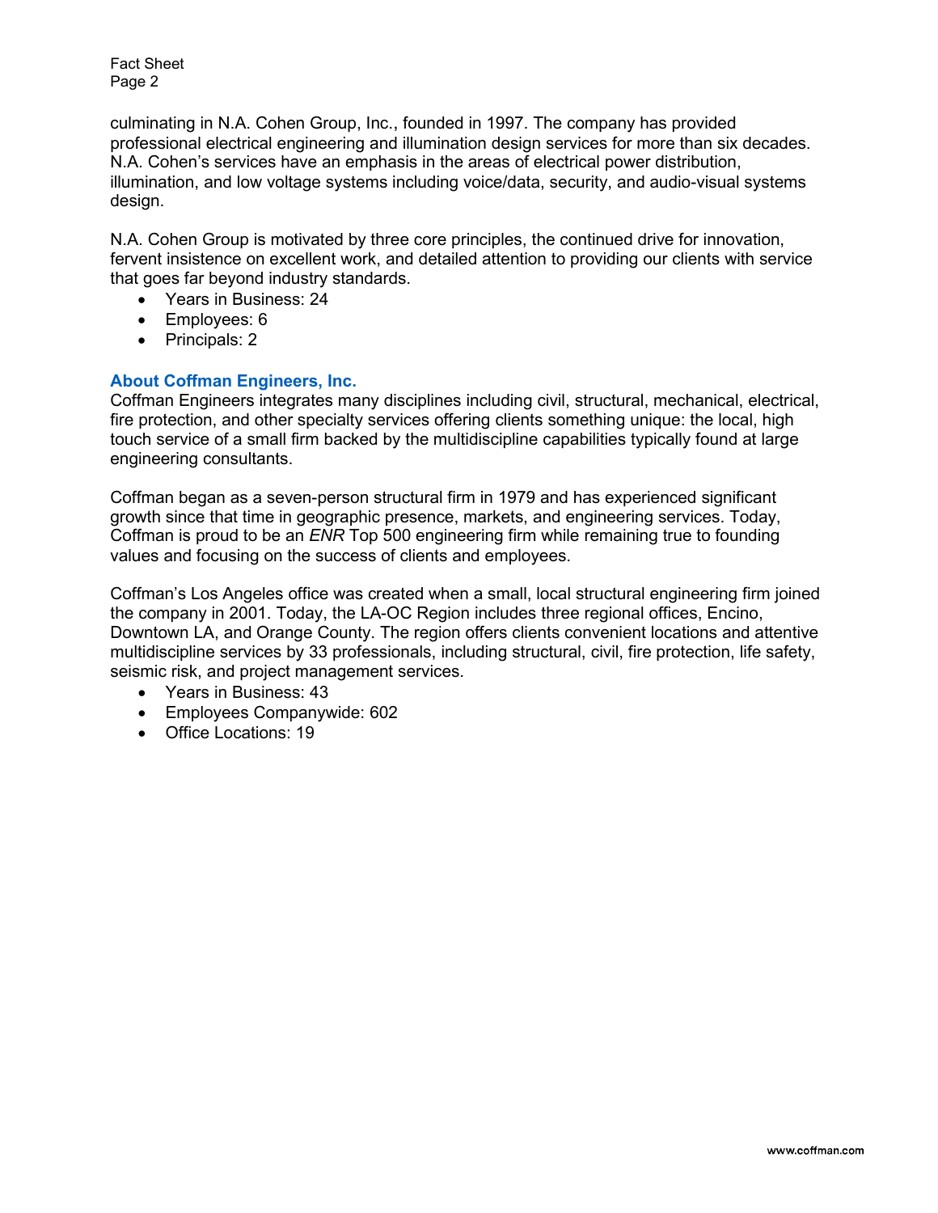culminating in N.A. Cohen Group, Inc., founded in 1997. The company has provided professional electrical engineering and illumination design services for more than six decades. N.A. Cohen's services have an emphasis in the areas of electrical power distribution, illumination, and low voltage systems including voice/data, security, and audio-visual systems design.

N.A. Cohen Group is motivated by three core principles, the continued drive for innovation, fervent insistence on excellent work, and detailed attention to providing our clients with service that goes far beyond industry standards.

- Years in Business: 24
- Employees: 6
- Principals: 2

### About Coffman Engineers, Inc.

Coffman Engineers integrates many disciplines including civil, structural, mechanical, electrical, fire protection, and other specialty services offering clients something unique: the local, high touch service of a small firm backed by the multidiscipline capabilities typically found at large engineering consultants.

Coffman began as a seven-person structural firm in 1979 and has experienced significant growth since that time in geographic presence, markets, and engineering services. Today, Coffman is proud to be an *ENR* Top 500 engineering firm while remaining true to founding values and focusing on the success of clients and employees.

Coffman's Los Angeles office was created when a small, local structural engineering firm joined the company in 2001. Today, the LA-OC Region includes three regional offices, Encino, Downtown LA, and Orange County. The region offers clients convenient locations and attentive multidiscipline services by 33 professionals, including structural, civil, fire protection, life safety, seismic risk, and project management services.

- Years in Business: 43
- Employees Companywide: 602
- Office Locations: 19